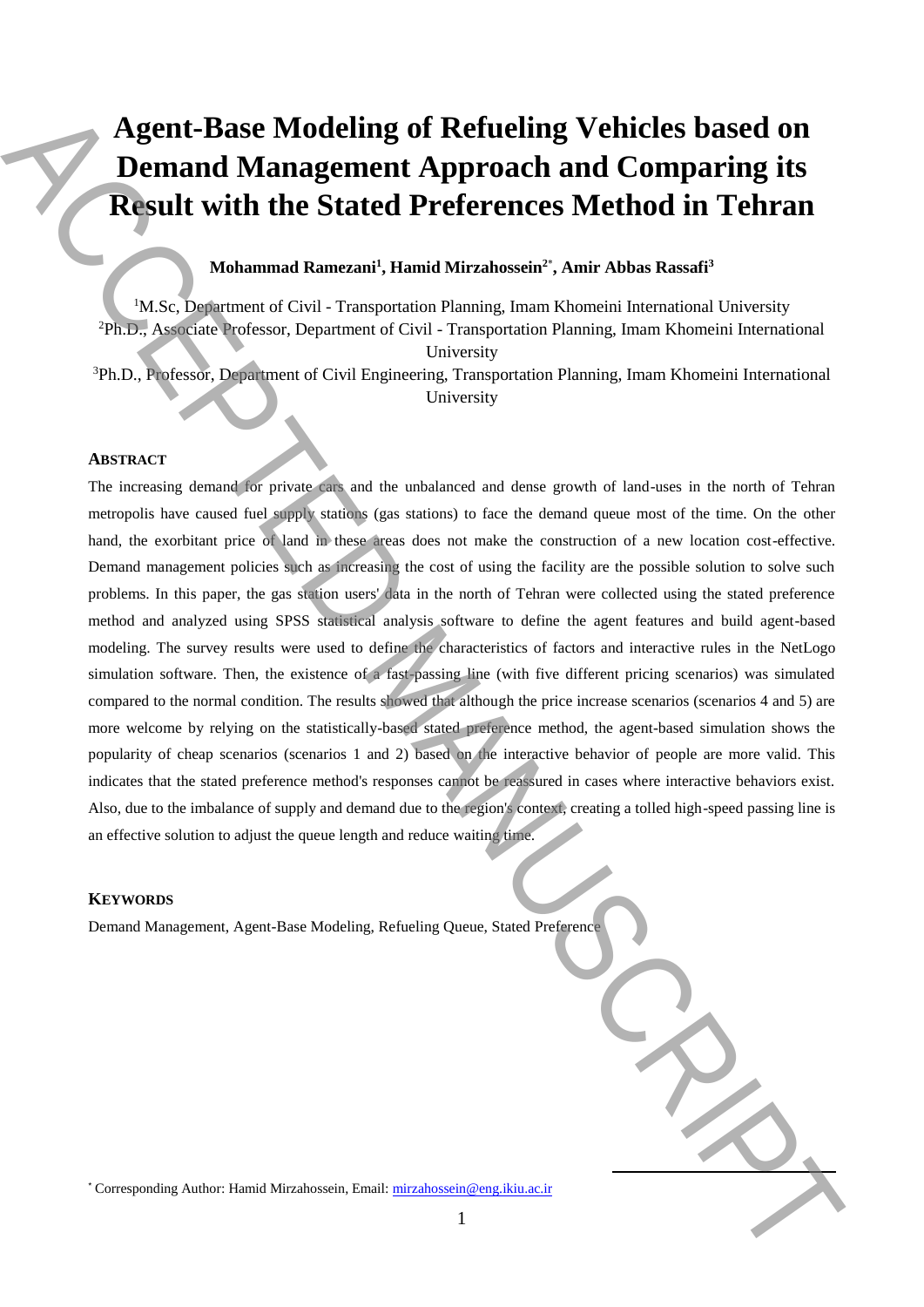# Agent-Base Modeling of Refueling Vehicles based on Demand Management Approach and Comparing its Result with the Stated Preferences Method in Tehran

**Mohammad Ramezani[1], Hamid Mirzahossein[2*], Amir Abbas Rassafi[3]**

[1]M.Sc, Department of Civil - Transportation Planning, Imam Khomeini International University
[2]Ph.D., Associate Professor, Department of Civil - Transportation Planning, Imam Khomeini International University
[3]Ph.D., Professor, Department of Civil Engineering, Transportation Planning, Imam Khomeini International University

## ABSTRACT

The increasing demand for private cars and the unbalanced and dense growth of land-uses in the north of Tehran metropolis have caused fuel supply stations (gas stations) to face the demand queue most of the time. On the other hand, the exorbitant price of land in these areas does not make the construction of a new location cost-effective. Demand management policies such as increasing the cost of using the facility are the possible solution to solve such problems. In this paper, the gas station users' data in the north of Tehran were collected using the stated preference method and analyzed using SPSS statistical analysis software to define the agent features and build agent-based modeling. The survey results were used to define the characteristics of factors and interactive rules in the NetLogo simulation software. Then, the existence of a fast-passing line (with five different pricing scenarios) was simulated compared to the normal condition. The results showed that although the price increase scenarios (scenarios 4 and 5) are more welcome by relying on the statistically-based stated preference method, the agent-based simulation shows the popularity of cheap scenarios (scenarios 1 and 2) based on the interactive behavior of people are more valid. This indicates that the stated preference method's responses cannot be reassured in cases where interactive behaviors exist. Also, due to the imbalance of supply and demand due to the region's context, creating a tolled high-speed passing line is an effective solution to adjust the queue length and reduce waiting time.

## KEYWORDS

Demand Management, Agent-Base Modeling, Refueling Queue, Stated Preference

[*] Corresponding Author: Hamid Mirzahossein, Email: mirzahossein@eng.ikiu.ac.ir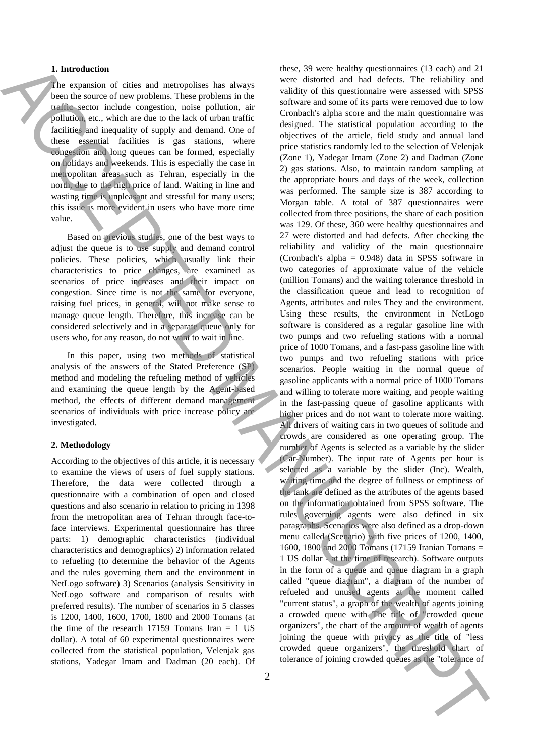## 1. Introduction

The expansion of cities and metropolises has always been the source of new problems. These problems in the traffic sector include congestion, noise pollution, air pollution, etc., which are due to the lack of urban traffic facilities and inequality of supply and demand. One of these essential facilities is gas stations, where congestion and long queues can be formed, especially on holidays and weekends. This is especially the case in metropolitan areas such as Tehran, especially in the north, due to the high price of land. Waiting in line and wasting time is unpleasant and stressful for many users; this issue is more evident in users who have more time value.

Based on previous studies, one of the best ways to adjust the queue is to use supply and demand control policies. These policies, which usually link their characteristics to price changes, are examined as scenarios of price increases and their impact on congestion. Since time is not the same for everyone, raising fuel prices, in general, will not make sense to manage queue length. Therefore, this increase can be considered selectively and in a separate queue only for users who, for any reason, do not want to wait in line.

In this paper, using two methods of statistical analysis of the answers of the Stated Preference (SP) method and modeling the refueling method of vehicles and examining the queue length by the Agent-based method, the effects of different demand management scenarios of individuals with price increase policy are investigated.

## 2. Methodology

According to the objectives of this article, it is necessary to examine the views of users of fuel supply stations. Therefore, the data were collected through a questionnaire with a combination of open and closed questions and also scenario in relation to pricing in 1398 from the metropolitan area of Tehran through face-to-face interviews. Experimental questionnaire has three parts: 1) demographic characteristics (individual characteristics and demographics) 2) information related to refueling (to determine the behavior of the Agents and the rules governing them and the environment in NetLogo software) 3) Scenarios (analysis Sensitivity in NetLogo software and comparison of results with preferred results). The number of scenarios in 5 classes is 1200, 1400, 1600, 1700, 1800 and 2000 Tomans (at the time of the research 17159 Tomans Iran = 1 US dollar). A total of 60 experimental questionnaires were collected from the statistical population, Velenjak gas stations, Yadegar Imam and Dadman (20 each). Of these, 39 were healthy questionnaires (13 each) and 21 were distorted and had defects. The reliability and validity of this questionnaire were assessed with SPSS software and some of its parts were removed due to low Cronbach's alpha score and the main questionnaire was designed. The statistical population according to the objectives of the article, field study and annual land price statistics randomly led to the selection of Velenjak (Zone 1), Yadegar Imam (Zone 2) and Dadman (Zone 2) gas stations. Also, to maintain random sampling at the appropriate hours and days of the week, collection was performed. The sample size is 387 according to Morgan table. A total of 387 questionnaires were collected from three positions, the share of each position was 129. Of these, 360 were healthy questionnaires and 27 were distorted and had defects. After checking the reliability and validity of the main questionnaire (Cronbach's alpha = 0.948) data in SPSS software in two categories of approximate value of the vehicle (million Tomans) and the waiting tolerance threshold in the classification queue and lead to recognition of Agents, attributes and rules They and the environment. Using these results, the environment in NetLogo software is considered as a regular gasoline line with two pumps and two refueling stations with a normal price of 1000 Tomans, and a fast-pass gasoline line with two pumps and two refueling stations with price scenarios. People waiting in the normal queue of gasoline applicants with a normal price of 1000 Tomans and willing to tolerate more waiting, and people waiting in the fast-passing queue of gasoline applicants with higher prices and do not want to tolerate more waiting. All drivers of waiting cars in two queues of solitude and crowds are considered as one operating group. The number of Agents is selected as a variable by the slider (Car-Number). The input rate of Agents per hour is selected as a variable by the slider (Inc). Wealth, waiting time and the degree of fullness or emptiness of the tank are defined as the attributes of the agents based on the information obtained from SPSS software. The rules governing agents were also defined in six paragraphs. Scenarios were also defined as a drop-down menu called (Scenario) with five prices of 1200, 1400, 1600, 1800 and 2000 Tomans (17159 Iranian Tomans = 1 US dollar - at the time of research). Software outputs in the form of a queue and queue diagram in a graph called "queue diagram", a diagram of the number of refueled and unused agents at the moment called "current status", a graph of the wealth of agents joining a crowded queue with The title of "crowded queue organizers", the chart of the amount of wealth of agents joining the queue with privacy as the title of "less crowded queue organizers", the threshold chart of tolerance of joining crowded queues as the "tolerance of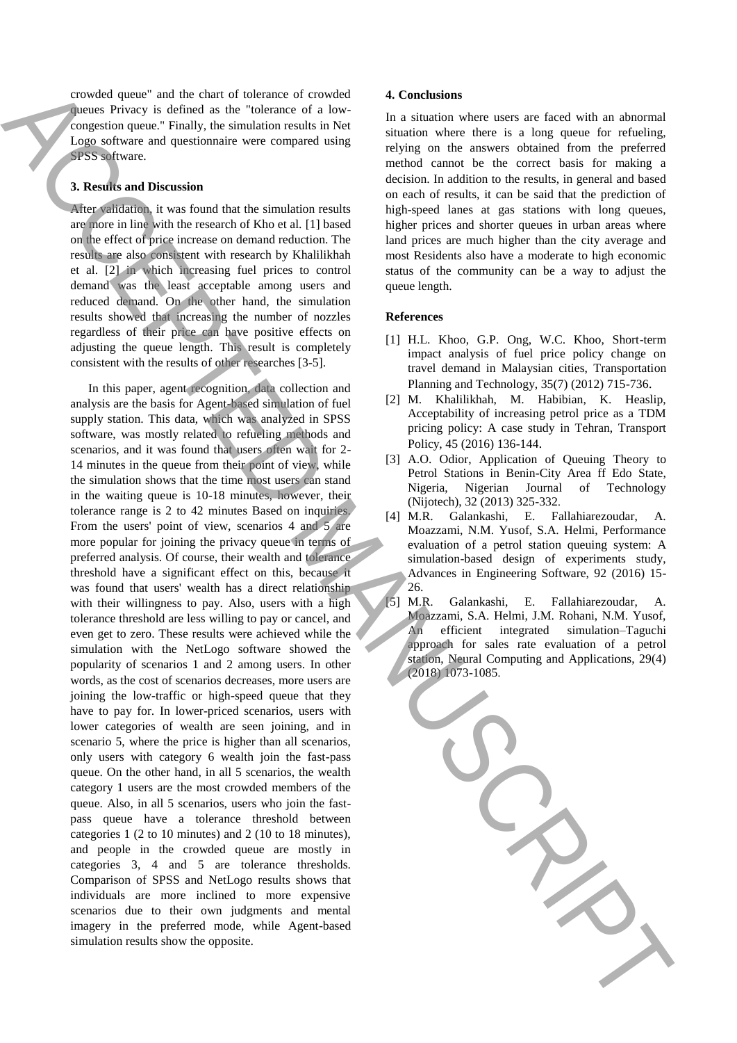crowded queue" and the chart of tolerance of crowded queues Privacy is defined as the "tolerance of a low-congestion queue." Finally, the simulation results in Net Logo software and questionnaire were compared using SPSS software.

## 3. Results and Discussion

After validation, it was found that the simulation results are more in line with the research of Kho et al. [1] based on the effect of price increase on demand reduction. The results are also consistent with research by Khalilikhah et al. [2] in which increasing fuel prices to control demand was the least acceptable among users and reduced demand. On the other hand, the simulation results showed that increasing the number of nozzles regardless of their price can have positive effects on adjusting the queue length. This result is completely consistent with the results of other researches [3-5].

In this paper, agent recognition, data collection and analysis are the basis for Agent-based simulation of fuel supply station. This data, which was analyzed in SPSS software, was mostly related to refueling methods and scenarios, and it was found that users often wait for 2-14 minutes in the queue from their point of view, while the simulation shows that the time most users can stand in the waiting queue is 10-18 minutes, however, their tolerance range is 2 to 42 minutes Based on inquiries. From the users' point of view, scenarios 4 and 5 are more popular for joining the privacy queue in terms of preferred analysis. Of course, their wealth and tolerance threshold have a significant effect on this, because it was found that users' wealth has a direct relationship with their willingness to pay. Also, users with a high tolerance threshold are less willing to pay or cancel, and even get to zero. These results were achieved while the simulation with the NetLogo software showed the popularity of scenarios 1 and 2 among users. In other words, as the cost of scenarios decreases, more users are joining the low-traffic or high-speed queue that they have to pay for. In lower-priced scenarios, users with lower categories of wealth are seen joining, and in scenario 5, where the price is higher than all scenarios, only users with category 6 wealth join the fast-pass queue. On the other hand, in all 5 scenarios, the wealth category 1 users are the most crowded members of the queue. Also, in all 5 scenarios, users who join the fast-pass queue have a tolerance threshold between categories 1 (2 to 10 minutes) and 2 (10 to 18 minutes), and people in the crowded queue are mostly in categories 3, 4 and 5 are tolerance thresholds. Comparison of SPSS and NetLogo results shows that individuals are more inclined to more expensive scenarios due to their own judgments and mental imagery in the preferred mode, while Agent-based simulation results show the opposite.

## 4. Conclusions

In a situation where users are faced with an abnormal situation where there is a long queue for refueling, relying on the answers obtained from the preferred method cannot be the correct basis for making a decision. In addition to the results, in general and based on each of results, it can be said that the prediction of high-speed lanes at gas stations with long queues, higher prices and shorter queues in urban areas where land prices are much higher than the city average and most Residents also have a moderate to high economic status of the community can be a way to adjust the queue length.

## References

[1] H.L. Khoo, G.P. Ong, W.C. Khoo, Short-term impact analysis of fuel price policy change on travel demand in Malaysian cities, Transportation Planning and Technology, 35(7) (2012) 715-736.

[2] M. Khalilikhah, M. Habibian, K. Heaslip, Acceptability of increasing petrol price as a TDM pricing policy: A case study in Tehran, Transport Policy, 45 (2016) 136-144.

[3] A.O. Odior, Application of Queuing Theory to Petrol Stations in Benin-City Area ff Edo State, Nigeria, Nigerian Journal of Technology (Nijotech), 32 (2013) 325-332.

[4] M.R. Galankashi, E. Fallahiarezoudar, A. Moazzami, N.M. Yusof, S.A. Helmi, Performance evaluation of a petrol station queuing system: A simulation-based design of experiments study, Advances in Engineering Software, 92 (2016) 15-26.

[5] M.R. Galankashi, E. Fallahiarezoudar, A. Moazzami, S.A. Helmi, J.M. Rohani, N.M. Yusof, An efficient integrated simulation–Taguchi approach for sales rate evaluation of a petrol station, Neural Computing and Applications, 29(4) (2018) 1073-1085.